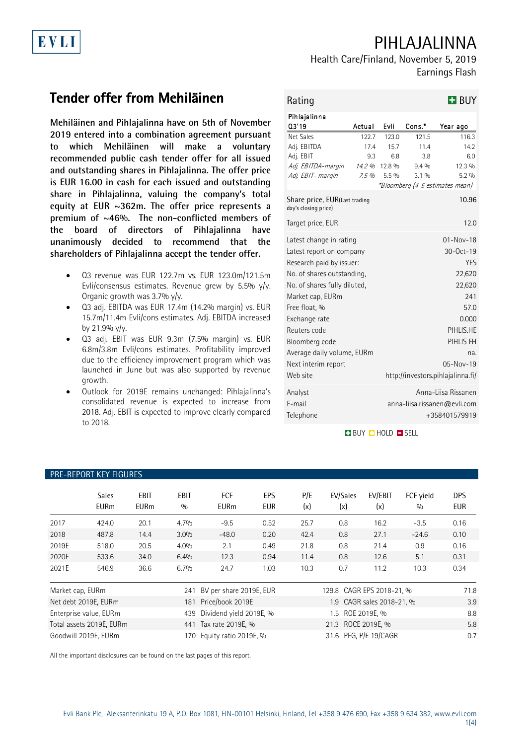# PIHLAJALINNA

Health Care/Finland, November 5, 2019

Earnings Flash

## Tender offer from Mehiläinen

**Mehiläinen and Pihlajalinna have on 5th of November 2019 entered into a combination agreement pursuant to which Mehiläinen will make a voluntary recommended public cash tender offer for all issued and outstanding shares in Pihlajalinna. The offer price is EUR 16.00 in cash for each issued and outstanding share in Pihlajalinna, valuing the company's total equity at EUR ~362m. The offer price represents a premium of ~46%. The non-conflicted members of the board of directors of Pihlajalinna have unanimously decided to recommend that the shareholders of Pihlajalinna accept the tender offer.**

- Q3 revenue was EUR 122.7m vs. EUR 123.0m/121.5m Evli/consensus estimates. Revenue grew by 5.5% y/y. Organic growth was 3.7% y/y.
- Q3 adj. EBITDA was EUR 17.4m (14.2% margin) vs. EUR 15.7m/11.4m Evli/cons estimates. Adj. EBITDA increased by 21.9% y/y.
- Q3 adj. EBIT was EUR 9.3m (7.5% margin) vs. EUR 6.8m/3.8m Evli/cons estimates. Profitability improved due to the efficiency improvement program which was launched in June but was also supported by revenue growth.
- Outlook for 2019E remains unchanged: Pihlajalinna's consolidated revenue is expected to increase from 2018. Adj. EBIT is expected to improve clearly compared to 2018.

**Rating: BUY**

| Pihlajalinna Q3'19 | Actual | Evli | Cons.* | Year ago |
|---|---|---|---|---|
| Net Sales | 122.7 | 123.0 | 121.5 | 116.3 |
| Adj. EBITDA | 17.4 | 15.7 | 11.4 | 14.2 |
| Adj. EBIT | 9.3 | 6.8 | 3.8 | 6.0 |
| *Adj. EBITDA-margin* | *14.2 %* | 12.8 % | 9.4 % | 12.3 % |
| *Adj. EBIT- margin* | *7.5 %* | 5.5 % | 3.1 % | 5.2 % |

*\*Bloomberg (4-5 estimates mean)*

| | |
|---|---|
| Share price, EUR(Last trading day's closing price) | 10.96 |
| Target price, EUR | 12.0 |
| Latest change in rating | 01-Nov-18 |
| Latest report on company | 30-Oct-19 |
| Research paid by issuer: | YES |
| No. of shares outstanding, | 22,620 |
| No. of shares fully diluted, | 22,620 |
| Market cap, EURm | 241 |
| Free float, % | 57.0 |
| Exchange rate | 0.000 |
| Reuters code | PIHLIS.HE |
| Bloomberg code | PIHLIS FH |
| Average daily volume, EURm | na. |
| Next interim report | 05-Nov-19 |
| Web site | http://investors.pihlajalinna.fi/ |
| Analyst | Anna-Liisa Rissanen |
| E-mail | anna-liisa.rissanen@evli.com |
| Telephone | +358401579919 |

BUY HOLD SELL

### PRE-REPORT KEY FIGURES

| | Sales EURm | EBIT EURm | EBIT % | FCF EURm | EPS EUR | P/E (x) | EV/Sales (x) | EV/EBIT (x) | FCF yield % | DPS EUR |
|---|---|---|---|---|---|---|---|---|---|---|
| 2017 | 424.0 | 20.1 | 4.7% | -9.5 | 0.52 | 25.7 | 0.8 | 16.2 | -3.5 | 0.16 |
| 2018 | 487.8 | 14.4 | 3.0% | -48.0 | 0.20 | 42.4 | 0.8 | 27.1 | -24.6 | 0.10 |
| 2019E | 518.0 | 20.5 | 4.0% | 2.1 | 0.49 | 21.8 | 0.8 | 21.4 | 0.9 | 0.16 |
| 2020E | 533.6 | 34.0 | 6.4% | 12.3 | 0.94 | 11.4 | 0.8 | 12.6 | 5.1 | 0.31 |
| 2021E | 546.9 | 36.6 | 6.7% | 24.7 | 1.03 | 10.3 | 0.7 | 11.2 | 10.3 | 0.34 |

| | | | | | |
|---|---|---|---|---|---|
| Market cap, EURm | 241 | BV per share 2019E, EUR | 129.8 | CAGR EPS 2018-21, % | 71.8 |
| Net debt 2019E, EURm | 181 | Price/book 2019E | 1.9 | CAGR sales 2018-21, % | 3.9 |
| Enterprise value, EURm | 439 | Dividend yield 2019E, % | 1.5 | ROE 2019E, % | 8.8 |
| Total assets 2019E, EURm | 441 | Tax rate 2019E, % | 21.3 | ROCE 2019E, % | 5.8 |
| Goodwill 2019E, EURm | 170 | Equity ratio 2019E, % | 31.6 | PEG, P/E 19/CAGR | 0.7 |

All the important disclosures can be found on the last pages of this report.

Evli Bank Plc, Aleksanterinkatu 19 A, P.O. Box 1081, FIN-00101 Helsinki, Finland, Tel +358 9 476 690, Fax +358 9 634 382, www.evli.com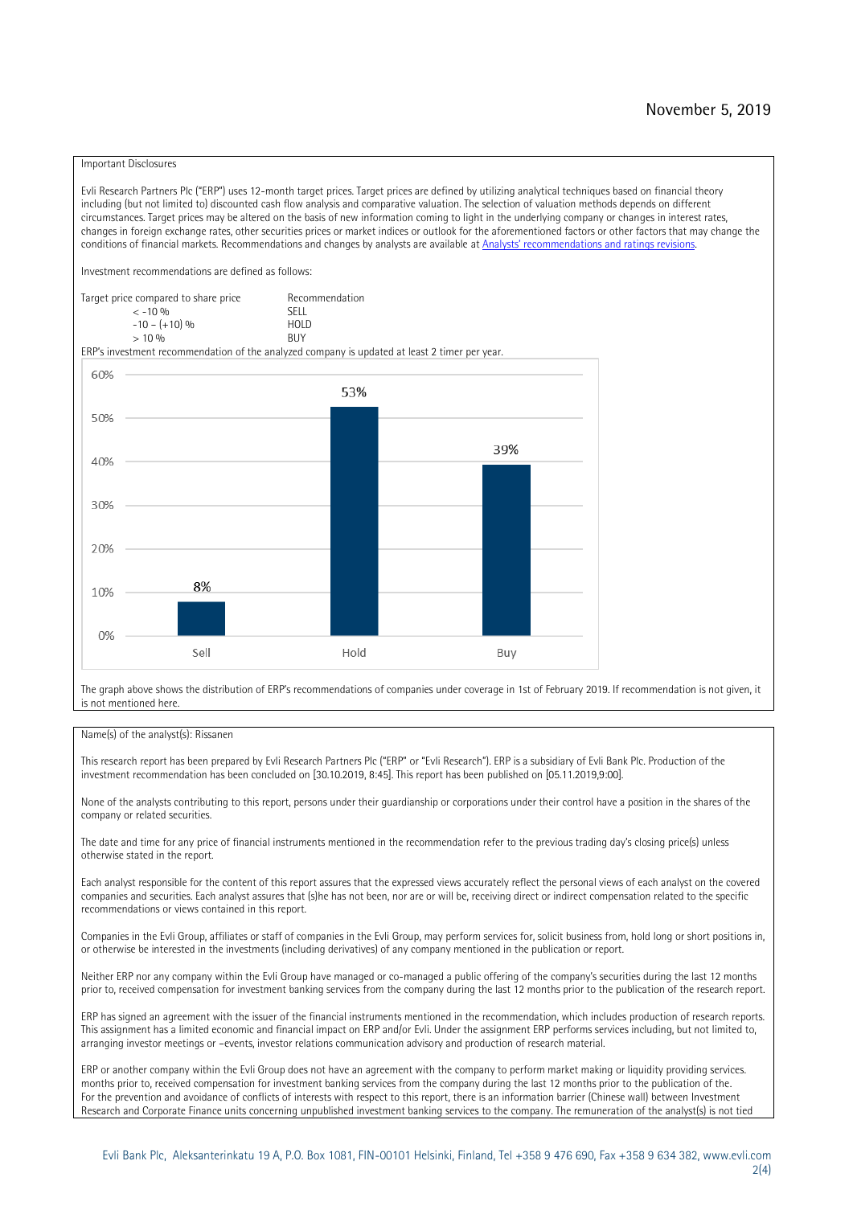November 5, 2019

Important Disclosures

Evli Research Partners Plc ("ERP") uses 12-month target prices. Target prices are defined by utilizing analytical techniques based on financial theory including (but not limited to) discounted cash flow analysis and comparative valuation. The selection of valuation methods depends on different circumstances. Target prices may be altered on the basis of new information coming to light in the underlying company or changes in interest rates, changes in foreign exchange rates, other securities prices or market indices or outlook for the aforementioned factors or other factors that may change the conditions of financial markets. Recommendations and changes by analysts are available at [Analysts' recommendations and ratings revisions](Analysts' recommendations and ratings revisions).

Investment recommendations are defined as follows:

| Target price compared to share price | Recommendation |
| --- | --- |
| < -10 % | SELL |
| -10 – (+10) % | HOLD |
| > 10 % | BUY |

ERP's investment recommendation of the analyzed company is updated at least 2 timer per year.

| | Sell | Hold | Buy |
| --- | --- | --- | --- |
| Share of recommendations | 8% | 53% | 39% |

The graph above shows the distribution of ERP's recommendations of companies under coverage in 1st of February 2019. If recommendation is not given, it is not mentioned here.

Name(s) of the analyst(s): Rissanen

This research report has been prepared by Evli Research Partners Plc ("ERP" or "Evli Research"). ERP is a subsidiary of Evli Bank Plc. Production of the investment recommendation has been concluded on [30.10.2019, 8:45]. This report has been published on [05.11.2019,9:00].

None of the analysts contributing to this report, persons under their guardianship or corporations under their control have a position in the shares of the company or related securities.

The date and time for any price of financial instruments mentioned in the recommendation refer to the previous trading day's closing price(s) unless otherwise stated in the report.

Each analyst responsible for the content of this report assures that the expressed views accurately reflect the personal views of each analyst on the covered companies and securities. Each analyst assures that (s)he has not been, nor are or will be, receiving direct or indirect compensation related to the specific recommendations or views contained in this report.

Companies in the Evli Group, affiliates or staff of companies in the Evli Group, may perform services for, solicit business from, hold long or short positions in, or otherwise be interested in the investments (including derivatives) of any company mentioned in the publication or report.

Neither ERP nor any company within the Evli Group have managed or co-managed a public offering of the company's securities during the last 12 months prior to, received compensation for investment banking services from the company during the last 12 months prior to the publication of the research report.

ERP has signed an agreement with the issuer of the financial instruments mentioned in the recommendation, which includes production of research reports. This assignment has a limited economic and financial impact on ERP and/or Evli. Under the assignment ERP performs services including, but not limited to, arranging investor meetings or –events, investor relations communication advisory and production of research material.

ERP or another company within the Evli Group does not have an agreement with the company to perform market making or liquidity providing services. months prior to, received compensation for investment banking services from the company during the last 12 months prior to the publication of the.
For the prevention and avoidance of conflicts of interests with respect to this report, there is an information barrier (Chinese wall) between Investment Research and Corporate Finance units concerning unpublished investment banking services to the company. The remuneration of the analyst(s) is not tied

Evli Bank Plc, Aleksanterinkatu 19 A, P.O. Box 1081, FIN-00101 Helsinki, Finland, Tel +358 9 476 690, Fax +358 9 634 382, www.evli.com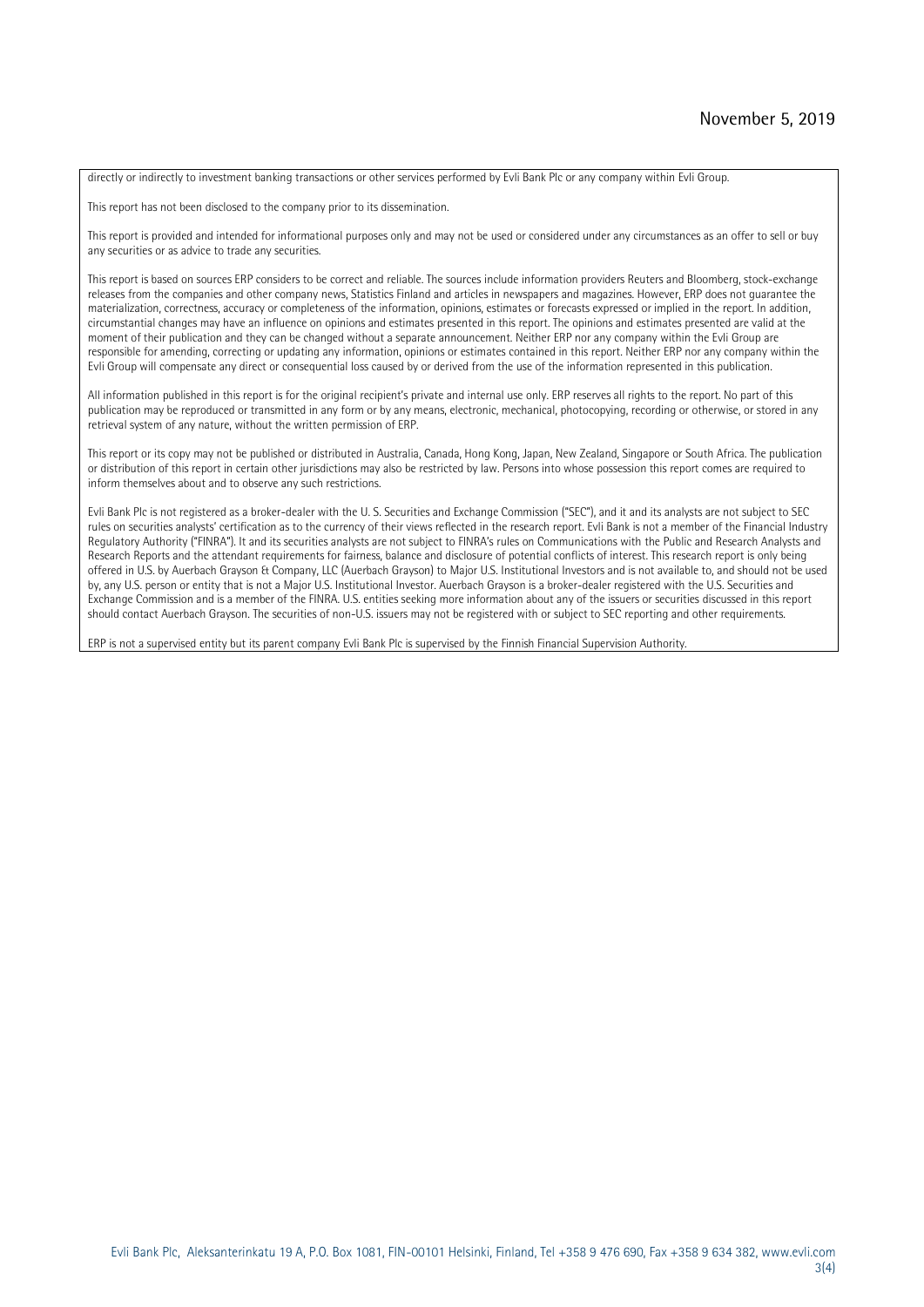directly or indirectly to investment banking transactions or other services performed by Evli Bank Plc or any company within Evli Group.

This report has not been disclosed to the company prior to its dissemination.

This report is provided and intended for informational purposes only and may not be used or considered under any circumstances as an offer to sell or buy any securities or as advice to trade any securities.

This report is based on sources ERP considers to be correct and reliable. The sources include information providers Reuters and Bloomberg, stock-exchange releases from the companies and other company news, Statistics Finland and articles in newspapers and magazines. However, ERP does not guarantee the materialization, correctness, accuracy or completeness of the information, opinions, estimates or forecasts expressed or implied in the report. In addition, circumstantial changes may have an influence on opinions and estimates presented in this report. The opinions and estimates presented are valid at the moment of their publication and they can be changed without a separate announcement. Neither ERP nor any company within the Evli Group are responsible for amending, correcting or updating any information, opinions or estimates contained in this report. Neither ERP nor any company within the Evli Group will compensate any direct or consequential loss caused by or derived from the use of the information represented in this publication.

All information published in this report is for the original recipient's private and internal use only. ERP reserves all rights to the report. No part of this publication may be reproduced or transmitted in any form or by any means, electronic, mechanical, photocopying, recording or otherwise, or stored in any retrieval system of any nature, without the written permission of ERP.

This report or its copy may not be published or distributed in Australia, Canada, Hong Kong, Japan, New Zealand, Singapore or South Africa. The publication or distribution of this report in certain other jurisdictions may also be restricted by law. Persons into whose possession this report comes are required to inform themselves about and to observe any such restrictions.

Evli Bank Plc is not registered as a broker-dealer with the U. S. Securities and Exchange Commission ("SEC"), and it and its analysts are not subject to SEC rules on securities analysts' certification as to the currency of their views reflected in the research report. Evli Bank is not a member of the Financial Industry Regulatory Authority ("FINRA"). It and its securities analysts are not subject to FINRA's rules on Communications with the Public and Research Analysts and Research Reports and the attendant requirements for fairness, balance and disclosure of potential conflicts of interest. This research report is only being offered in U.S. by Auerbach Grayson & Company, LLC (Auerbach Grayson) to Major U.S. Institutional Investors and is not available to, and should not be used by, any U.S. person or entity that is not a Major U.S. Institutional Investor. Auerbach Grayson is a broker-dealer registered with the U.S. Securities and Exchange Commission and is a member of the FINRA. U.S. entities seeking more information about any of the issuers or securities discussed in this report should contact Auerbach Grayson. The securities of non-U.S. issuers may not be registered with or subject to SEC reporting and other requirements.

ERP is not a supervised entity but its parent company Evli Bank Plc is supervised by the Finnish Financial Supervision Authority.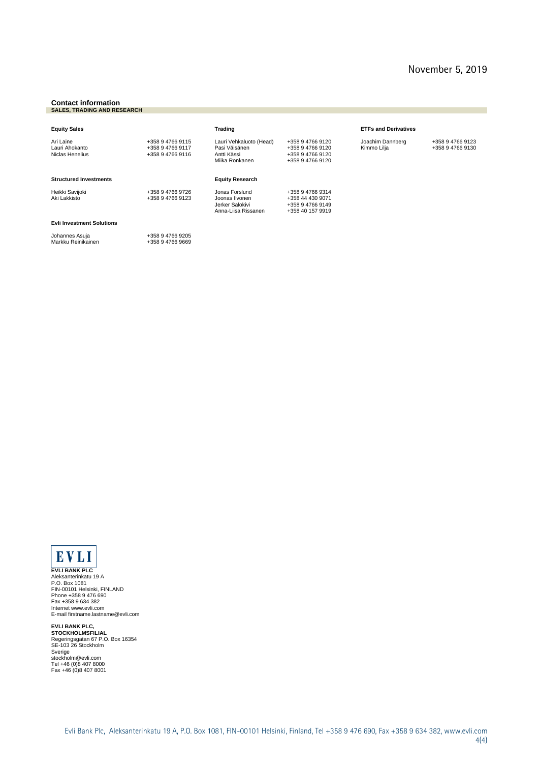November 5, 2019

## Contact information

### SALES, TRADING AND RESEARCH

**Equity Sales**

| | |
|---|---|
| Ari Laine | +358 9 4766 9115 |
| Lauri Ahokanto | +358 9 4766 9117 |
| Niclas Henelius | +358 9 4766 9116 |

**Trading**

| | |
|---|---|
| Lauri Vehkaluoto (Head) | +358 9 4766 9120 |
| Pasi Väisänen | +358 9 4766 9120 |
| Antti Kässi | +358 9 4766 9120 |
| Miika Ronkanen | +358 9 4766 9120 |

**ETFs and Derivatives**

| | |
|---|---|
| Joachim Dannberg | +358 9 4766 9123 |
| Kimmo Lilja | +358 9 4766 9130 |

**Structured Investments**

| | |
|---|---|
| Heikki Savijoki | +358 9 4766 9726 |
| Aki Lakkisto | +358 9 4766 9123 |

**Equity Research**

| | |
|---|---|
| Jonas Forslund | +358 9 4766 9314 |
| Joonas Ilvonen | +358 44 430 9071 |
| Jerker Salokivi | +358 9 4766 9149 |
| Anna-Liisa Rissanen | +358 40 157 9919 |

**Evli Investment Solutions**

| | |
|---|---|
| Johannes Asuja | +358 9 4766 9205 |
| Markku Reinikainen | +358 9 4766 9669 |

EVLI

**EVLI BANK PLC**
Aleksanterinkatu 19 A
P.O. Box 1081
FIN-00101 Helsinki, FINLAND
Phone +358 9 476 690
Fax +358 9 634 382
Internet www.evli.com
E-mail firstname.lastname@evli.com

**EVLI BANK PLC, STOCKHOLMSFILIAL**
Regeringsgatan 67 P.O. Box 16354
SE-103 26 Stockholm
Sverige
stockholm@evli.com
Tel +46 (0)8 407 8000
Fax +46 (0)8 407 8001

Evli Bank Plc, Aleksanterinkatu 19 A, P.O. Box 1081, FIN-00101 Helsinki, Finland, Tel +358 9 476 690, Fax +358 9 634 382, www.evli.com